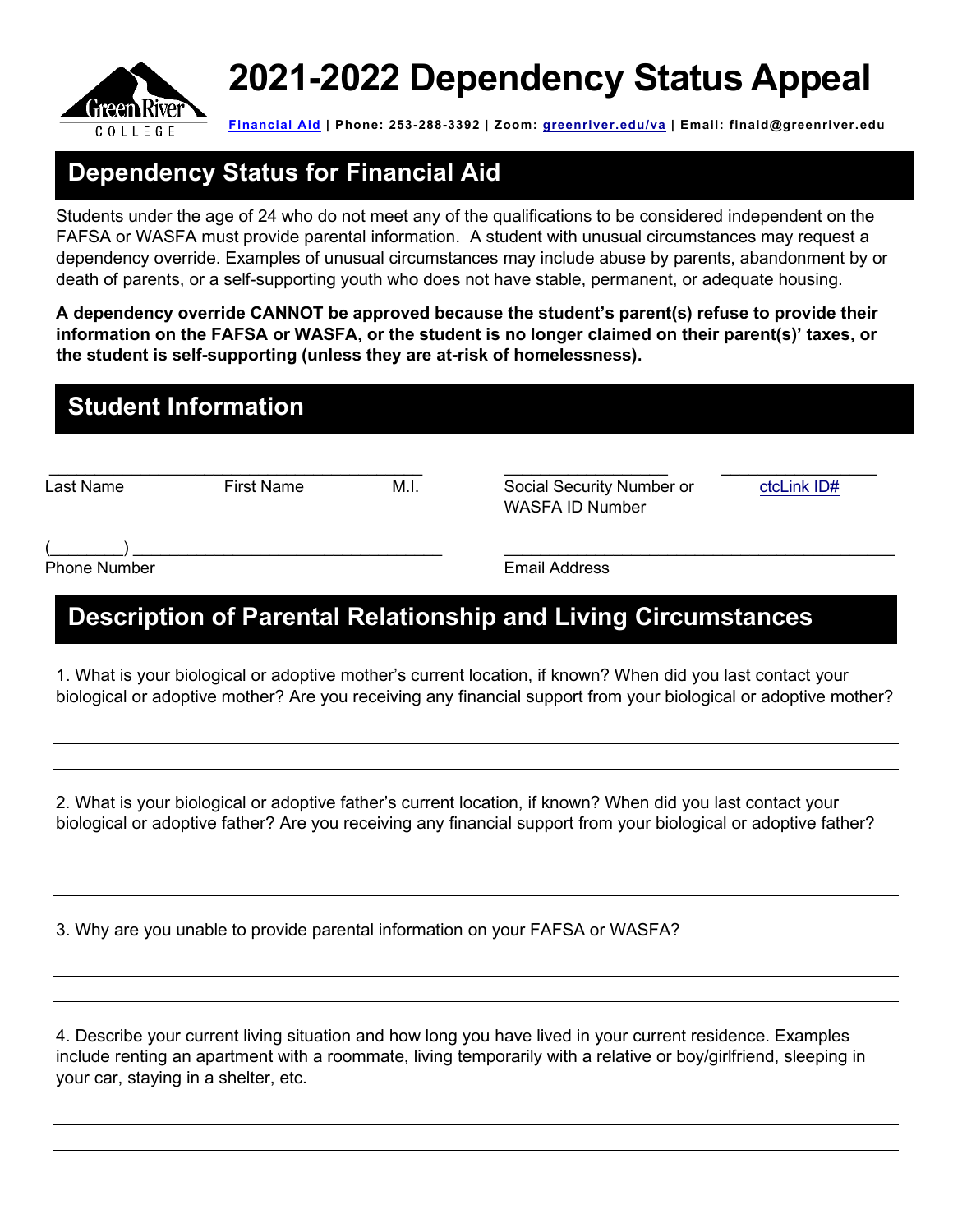# 2021-2022 Dependency Status Appeal

Financial Aid | Phone: 253-288-3392 | Zoom: greenriver.edu/va | Email: finaid@greenriver.edu

## Dependency Status for Financial Aid

Students under the age of 24 who do not meet any of the qualifications to be considered independent on the FAFSA or WASFA must provide parental information. A student with unusual circumstances may request a dependency override. Examples of unusual circumstances may include abuse by parents, abandonment by or death of parents, or a self-supporting youth who does not have stable, permanent, or adequate housing.

**A dependency override CANNOT be approved because the student's parent(s) refuse to provide their information on the FAFSA or WASFA, or the student is no longer claimed on their parent(s)' taxes, or the student is self-supporting (unless they are at-risk of homelessness).**

## Student Information

\_\_\_\_\_\_\_\_\_\_\_\_\_\_\_\_\_\_\_\_\_\_\_\_\_\_\_\_\_\_\_\_\_\_\_\_\_\_\_\_ \_\_\_\_\_\_\_\_\_\_\_\_\_\_\_\_\_\_ \_\_\_\_\_\_\_\_\_\_\_\_\_\_\_\_\_
Last Name First Name M.I. Social Security Number or WASFA ID Number ctcLink ID#

(\_\_\_\_\_\_\_\_) \_\_\_\_\_\_\_\_\_\_\_\_\_\_\_\_\_\_\_\_\_\_\_\_\_\_\_\_\_\_\_\_ \_\_\_\_\_\_\_\_\_\_\_\_\_\_\_\_\_\_\_\_\_\_\_\_\_\_\_\_\_\_\_\_\_\_\_\_\_\_\_\_
Phone Number Email Address

## Description of Parental Relationship and Living Circumstances

1. What is your biological or adoptive mother's current location, if known? When did you last contact your biological or adoptive mother? Are you receiving any financial support from your biological or adoptive mother?

\_\_\_\_\_\_\_\_\_\_\_\_\_\_\_\_\_\_\_\_\_\_\_\_\_\_\_\_\_\_\_\_\_\_\_\_\_\_\_\_\_\_\_\_\_\_\_\_\_\_\_\_\_\_\_\_\_\_\_\_\_\_\_\_\_\_\_\_\_\_\_\_\_\_\_\_\_\_

\_\_\_\_\_\_\_\_\_\_\_\_\_\_\_\_\_\_\_\_\_\_\_\_\_\_\_\_\_\_\_\_\_\_\_\_\_\_\_\_\_\_\_\_\_\_\_\_\_\_\_\_\_\_\_\_\_\_\_\_\_\_\_\_\_\_\_\_\_\_\_\_\_\_\_\_\_\_

2. What is your biological or adoptive father's current location, if known? When did you last contact your biological or adoptive father? Are you receiving any financial support from your biological or adoptive father?

\_\_\_\_\_\_\_\_\_\_\_\_\_\_\_\_\_\_\_\_\_\_\_\_\_\_\_\_\_\_\_\_\_\_\_\_\_\_\_\_\_\_\_\_\_\_\_\_\_\_\_\_\_\_\_\_\_\_\_\_\_\_\_\_\_\_\_\_\_\_\_\_\_\_\_\_\_\_

\_\_\_\_\_\_\_\_\_\_\_\_\_\_\_\_\_\_\_\_\_\_\_\_\_\_\_\_\_\_\_\_\_\_\_\_\_\_\_\_\_\_\_\_\_\_\_\_\_\_\_\_\_\_\_\_\_\_\_\_\_\_\_\_\_\_\_\_\_\_\_\_\_\_\_\_\_\_

3. Why are you unable to provide parental information on your FAFSA or WASFA?

\_\_\_\_\_\_\_\_\_\_\_\_\_\_\_\_\_\_\_\_\_\_\_\_\_\_\_\_\_\_\_\_\_\_\_\_\_\_\_\_\_\_\_\_\_\_\_\_\_\_\_\_\_\_\_\_\_\_\_\_\_\_\_\_\_\_\_\_\_\_\_\_\_\_\_\_\_\_

\_\_\_\_\_\_\_\_\_\_\_\_\_\_\_\_\_\_\_\_\_\_\_\_\_\_\_\_\_\_\_\_\_\_\_\_\_\_\_\_\_\_\_\_\_\_\_\_\_\_\_\_\_\_\_\_\_\_\_\_\_\_\_\_\_\_\_\_\_\_\_\_\_\_\_\_\_\_

4. Describe your current living situation and how long you have lived in your current residence. Examples include renting an apartment with a roommate, living temporarily with a relative or boy/girlfriend, sleeping in your car, staying in a shelter, etc.

\_\_\_\_\_\_\_\_\_\_\_\_\_\_\_\_\_\_\_\_\_\_\_\_\_\_\_\_\_\_\_\_\_\_\_\_\_\_\_\_\_\_\_\_\_\_\_\_\_\_\_\_\_\_\_\_\_\_\_\_\_\_\_\_\_\_\_\_\_\_\_\_\_\_\_\_\_\_

\_\_\_\_\_\_\_\_\_\_\_\_\_\_\_\_\_\_\_\_\_\_\_\_\_\_\_\_\_\_\_\_\_\_\_\_\_\_\_\_\_\_\_\_\_\_\_\_\_\_\_\_\_\_\_\_\_\_\_\_\_\_\_\_\_\_\_\_\_\_\_\_\_\_\_\_\_\_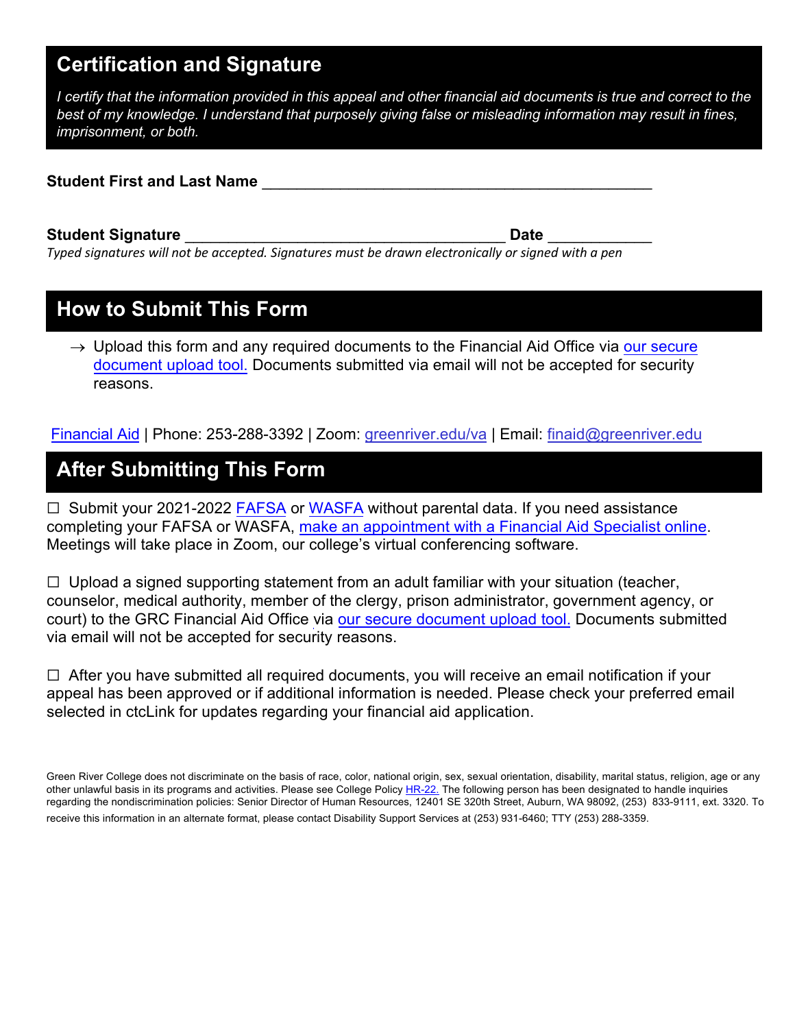## Certification and Signature

*I certify that the information provided in this appeal and other financial aid documents is true and correct to the best of my knowledge. I understand that purposely giving false or misleading information may result in fines, imprisonment, or both.*

**Student First and Last Name** ______________________________________________

**Student Signature** _____________________________________ **Date** ____________

*Typed signatures will not be accepted. Signatures must be drawn electronically or signed with a pen*

## How to Submit This Form

→ Upload this form and any required documents to the Financial Aid Office via our secure document upload tool. Documents submitted via email will not be accepted for security reasons.

Financial Aid | Phone: 253-288-3392 | Zoom: greenriver.edu/va | Email: finaid@greenriver.edu

## After Submitting This Form

☐ Submit your 2021-2022 FAFSA or WASFA without parental data. If you need assistance completing your FAFSA or WASFA, make an appointment with a Financial Aid Specialist online. Meetings will take place in Zoom, our college's virtual conferencing software.

☐ Upload a signed supporting statement from an adult familiar with your situation (teacher, counselor, medical authority, member of the clergy, prison administrator, government agency, or court) to the GRC Financial Aid Office via our secure document upload tool. Documents submitted via email will not be accepted for security reasons.

☐ After you have submitted all required documents, you will receive an email notification if your appeal has been approved or if additional information is needed. Please check your preferred email selected in ctcLink for updates regarding your financial aid application.

Green River College does not discriminate on the basis of race, color, national origin, sex, sexual orientation, disability, marital status, religion, age or any other unlawful basis in its programs and activities. Please see College Policy HR-22. The following person has been designated to handle inquiries regarding the nondiscrimination policies: Senior Director of Human Resources, 12401 SE 320th Street, Auburn, WA 98092, (253) 833-9111, ext. 3320. To receive this information in an alternate format, please contact Disability Support Services at (253) 931-6460; TTY (253) 288-3359.